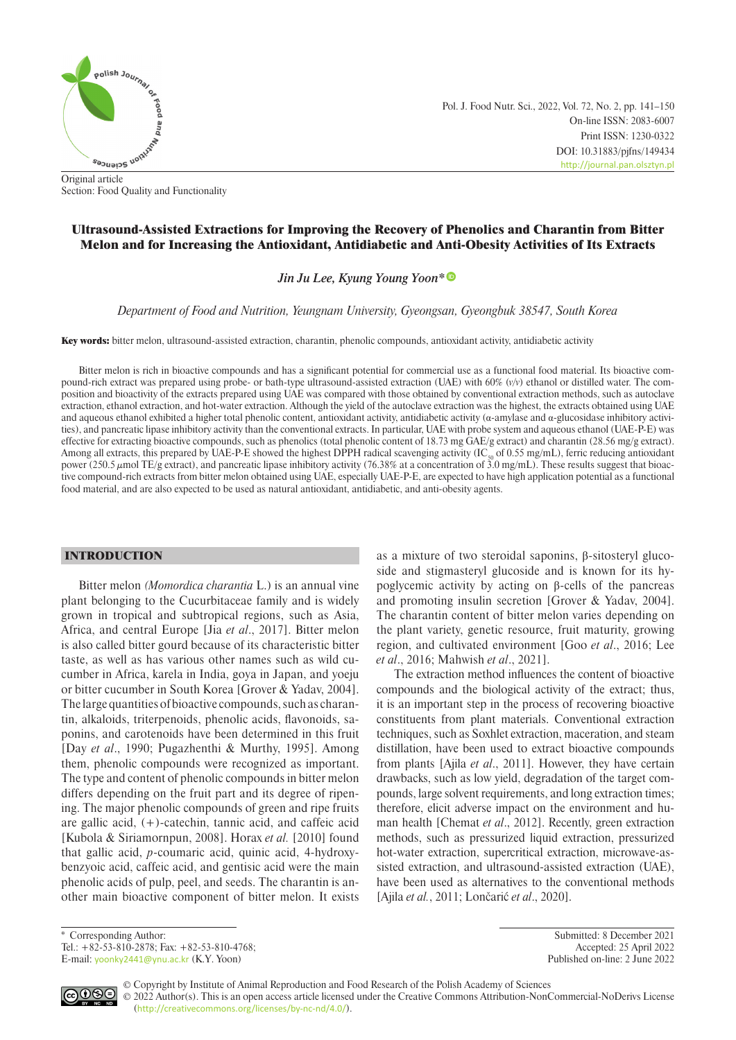Original article
Section: Food Quality and Functionality

# Ultrasound-Assisted Extractions for Improving the Recovery of Phenolics and Charantin from Bitter Melon and for Increasing the Antioxidant, Antidiabetic and Anti-Obesity Activities of Its Extracts

*Jin Ju Lee, Kyung Young Yoon**

*Department of Food and Nutrition, Yeungnam University, Gyeongsan, Gyeongbuk 38547, South Korea*

**Key words:** bitter melon, ultrasound-assisted extraction, charantin, phenolic compounds, antioxidant activity, antidiabetic activity

Bitter melon is rich in bioactive compounds and has a significant potential for commercial use as a functional food material. Its bioactive compound-rich extract was prepared using probe- or bath-type ultrasound-assisted extraction (UAE) with 60% (*v/v*) ethanol or distilled water. The composition and bioactivity of the extracts prepared using UAE was compared with those obtained by conventional extraction methods, such as autoclave extraction, ethanol extraction, and hot-water extraction. Although the yield of the autoclave extraction was the highest, the extracts obtained using UAE and aqueous ethanol exhibited a higher total phenolic content, antioxidant activity, antidiabetic activity (α-amylase and α-glucosidase inhibitory activities), and pancreatic lipase inhibitory activity than the conventional extracts. In particular, UAE with probe system and aqueous ethanol (UAE-P-E) was effective for extracting bioactive compounds, such as phenolics (total phenolic content of 18.73 mg GAE/g extract) and charantin (28.56 mg/g extract). Among all extracts, this prepared by UAE-P-E showed the highest DPPH radical scavenging activity ($IC_{50}$ of 0.55 mg/mL), ferric reducing antioxidant power (250.5 μmol TE/g extract), and pancreatic lipase inhibitory activity (76.38% at a concentration of 3.0 mg/mL). These results suggest that bioactive compound-rich extracts from bitter melon obtained using UAE, especially UAE-P-E, are expected to have high application potential as a functional food material, and are also expected to be used as natural antioxidant, antidiabetic, and anti-obesity agents.

## INTRODUCTION

Bitter melon *(Momordica charantia* L.) is an annual vine plant belonging to the Cucurbitaceae family and is widely grown in tropical and subtropical regions, such as Asia, Africa, and central Europe [Jia *et al*., 2017]. Bitter melon is also called bitter gourd because of its characteristic bitter taste, as well as has various other names such as wild cucumber in Africa, karela in India, goya in Japan, and yoeju or bitter cucumber in South Korea [Grover & Yadav, 2004]. The large quantities of bioactive compounds, such as charantin, alkaloids, triterpenoids, phenolic acids, flavonoids, saponins, and carotenoids have been determined in this fruit [Day *et al*., 1990; Pugazhenthi & Murthy, 1995]. Among them, phenolic compounds were recognized as important. The type and content of phenolic compounds in bitter melon differs depending on the fruit part and its degree of ripening. The major phenolic compounds of green and ripe fruits are gallic acid, (+)-catechin, tannic acid, and caffeic acid [Kubola & Siriamornpun, 2008]. Horax *et al.* [2010] found that gallic acid, *p*-coumaric acid, quinic acid, 4-hydroxybenzyoic acid, caffeic acid, and gentisic acid were the main phenolic acids of pulp, peel, and seeds. The charantin is another main bioactive component of bitter melon. It exists as a mixture of two steroidal saponins, β-sitosteryl glucoside and stigmasteryl glucoside and is known for its hypoglycemic activity by acting on β-cells of the pancreas and promoting insulin secretion [Grover & Yadav, 2004]. The charantin content of bitter melon varies depending on the plant variety, genetic resource, fruit maturity, growing region, and cultivated environment [Goo *et al*., 2016; Lee *et al*., 2016; Mahwish *et al*., 2021].

The extraction method influences the content of bioactive compounds and the biological activity of the extract; thus, it is an important step in the process of recovering bioactive constituents from plant materials. Conventional extraction techniques, such as Soxhlet extraction, maceration, and steam distillation, have been used to extract bioactive compounds from plants [Ajila *et al*., 2011]. However, they have certain drawbacks, such as low yield, degradation of the target compounds, large solvent requirements, and long extraction times; therefore, elicit adverse impact on the environment and human health [Chemat *et al*., 2012]. Recently, green extraction methods, such as pressurized liquid extraction, pressurized hot-water extraction, supercritical extraction, microwave-assisted extraction, and ultrasound-assisted extraction (UAE), have been used as alternatives to the conventional methods [Ajila *et al.*, 2011; Lončarić *et al*., 2020].

\* Corresponding Author:
Tel.: +82-53-810-2878; Fax: +82-53-810-4768;
E-mail: yoonky2441@ynu.ac.kr (K.Y. Yoon)

Submitted: 8 December 2021
Accepted: 25 April 2022
Published on-line: 2 June 2022

© Copyright by Institute of Animal Reproduction and Food Research of the Polish Academy of Sciences
© 2022 Author(s). This is an open access article licensed under the Creative Commons Attribution-NonCommercial-NoDerivs License (http://creativecommons.org/licenses/by-nc-nd/4.0/).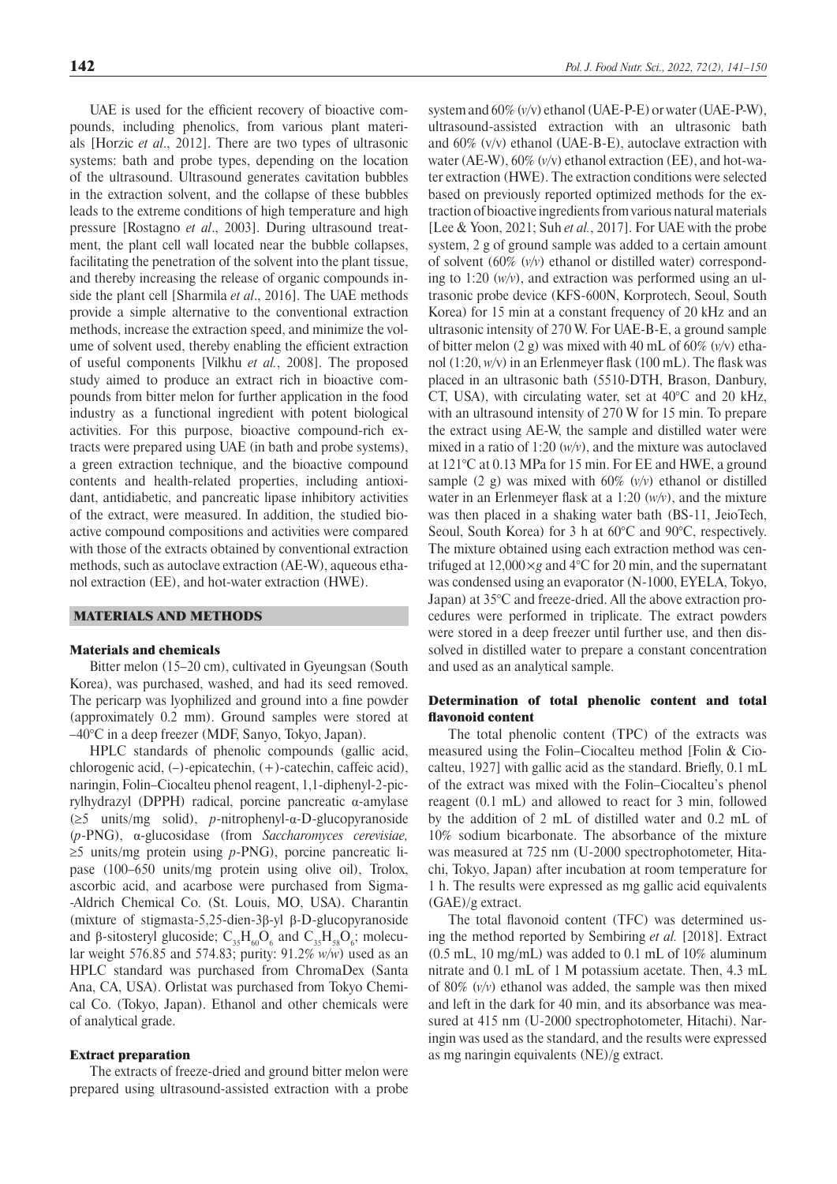UAE is used for the efficient recovery of bioactive compounds, including phenolics, from various plant materials [Horzic *et al*., 2012]. There are two types of ultrasonic systems: bath and probe types, depending on the location of the ultrasound. Ultrasound generates cavitation bubbles in the extraction solvent, and the collapse of these bubbles leads to the extreme conditions of high temperature and high pressure [Rostagno *et al*., 2003]. During ultrasound treatment, the plant cell wall located near the bubble collapses, facilitating the penetration of the solvent into the plant tissue, and thereby increasing the release of organic compounds inside the plant cell [Sharmila *et al*., 2016]. The UAE methods provide a simple alternative to the conventional extraction methods, increase the extraction speed, and minimize the volume of solvent used, thereby enabling the efficient extraction of useful components [Vilkhu *et al.*, 2008]. The proposed study aimed to produce an extract rich in bioactive compounds from bitter melon for further application in the food industry as a functional ingredient with potent biological activities. For this purpose, bioactive compound-rich extracts were prepared using UAE (in bath and probe systems), a green extraction technique, and the bioactive compound contents and health-related properties, including antioxidant, antidiabetic, and pancreatic lipase inhibitory activities of the extract, were measured. In addition, the studied bioactive compound compositions and activities were compared with those of the extracts obtained by conventional extraction methods, such as autoclave extraction (AE-W), aqueous ethanol extraction (EE), and hot-water extraction (HWE).

## MATERIALS AND METHODS

### Materials and chemicals

Bitter melon (15–20 cm), cultivated in Gyeungsan (South Korea), was purchased, washed, and had its seed removed. The pericarp was lyophilized and ground into a fine powder (approximately 0.2 mm). Ground samples were stored at –40°C in a deep freezer (MDF, Sanyo, Tokyo, Japan).

HPLC standards of phenolic compounds (gallic acid, chlorogenic acid, (–)-epicatechin, (+)-catechin, caffeic acid), naringin, Folin–Ciocalteu phenol reagent, 1,1-diphenyl-2-picrylhydrazyl (DPPH) radical, porcine pancreatic α-amylase (≥5 units/mg solid), *p*-nitrophenyl-α-D-glucopyranoside (*p*-PNG), α-glucosidase (from *Saccharomyces cerevisiae,* ≥5 units/mg protein using *p*-PNG), porcine pancreatic lipase (100–650 units/mg protein using olive oil), Trolox, ascorbic acid, and acarbose were purchased from Sigma-Aldrich Chemical Co. (St. Louis, MO, USA). Charantin (mixture of stigmasta-5,25-dien-3β-yl β-D-glucopyranoside and β-sitosteryl glucoside; $C_{35}H_{60}O_6$ and $C_{35}H_{58}O_6$; molecular weight 576.85 and 574.83; purity: 91.2% *w/w*) used as an HPLC standard was purchased from ChromaDex (Santa Ana, CA, USA). Orlistat was purchased from Tokyo Chemical Co. (Tokyo, Japan). Ethanol and other chemicals were of analytical grade.

### Extract preparation

The extracts of freeze-dried and ground bitter melon were prepared using ultrasound-assisted extraction with a probe system and 60% (*v*/v) ethanol (UAE-P-E) or water (UAE-P-W), ultrasound-assisted extraction with an ultrasonic bath and 60% (v/v) ethanol (UAE-B-E), autoclave extraction with water (AE-W), 60% (*v*/v) ethanol extraction (EE), and hot-water extraction (HWE). The extraction conditions were selected based on previously reported optimized methods for the extraction of bioactive ingredients from various natural materials [Lee & Yoon, 2021; Suh *et al.*, 2017]. For UAE with the probe system, 2 g of ground sample was added to a certain amount of solvent (60% (*v/v*) ethanol or distilled water) corresponding to 1:20 (*w/v*), and extraction was performed using an ultrasonic probe device (KFS-600N, Korprotech, Seoul, South Korea) for 15 min at a constant frequency of 20 kHz and an ultrasonic intensity of 270 W. For UAE-B-E, a ground sample of bitter melon (2 g) was mixed with 40 mL of 60% (*v*/v) ethanol (1:20, *w*/v) in an Erlenmeyer flask (100 mL). The flask was placed in an ultrasonic bath (5510-DTH, Brason, Danbury, CT, USA), with circulating water, set at 40°C and 20 kHz, with an ultrasound intensity of 270 W for 15 min. To prepare the extract using AE-W, the sample and distilled water were mixed in a ratio of 1:20 (*w/v*), and the mixture was autoclaved at 121°C at 0.13 MPa for 15 min. For EE and HWE, a ground sample (2 g) was mixed with 60% (*v/v*) ethanol or distilled water in an Erlenmeyer flask at a 1:20 (*w/v*), and the mixture was then placed in a shaking water bath (BS-11, JeioTech, Seoul, South Korea) for 3 h at 60°C and 90°C, respectively. The mixture obtained using each extraction method was centrifuged at 12,000×*g* and 4°C for 20 min, and the supernatant was condensed using an evaporator (N-1000, EYELA, Tokyo, Japan) at 35°C and freeze-dried. All the above extraction procedures were performed in triplicate. The extract powders were stored in a deep freezer until further use, and then dissolved in distilled water to prepare a constant concentration and used as an analytical sample.

### Determination of total phenolic content and total flavonoid content

The total phenolic content (TPC) of the extracts was measured using the Folin–Ciocalteu method [Folin & Ciocalteu, 1927] with gallic acid as the standard. Briefly, 0.1 mL of the extract was mixed with the Folin–Ciocalteu's phenol reagent (0.1 mL) and allowed to react for 3 min, followed by the addition of 2 mL of distilled water and 0.2 mL of 10% sodium bicarbonate. The absorbance of the mixture was measured at 725 nm (U-2000 spectrophotometer, Hitachi, Tokyo, Japan) after incubation at room temperature for 1 h. The results were expressed as mg gallic acid equivalents (GAE)/g extract.

The total flavonoid content (TFC) was determined using the method reported by Sembiring *et al.* [2018]. Extract (0.5 mL, 10 mg/mL) was added to 0.1 mL of 10% aluminum nitrate and 0.1 mL of 1 M potassium acetate. Then, 4.3 mL of 80% (*v/v*) ethanol was added, the sample was then mixed and left in the dark for 40 min, and its absorbance was measured at 415 nm (U-2000 spectrophotometer, Hitachi). Naringin was used as the standard, and the results were expressed as mg naringin equivalents (NE)/g extract.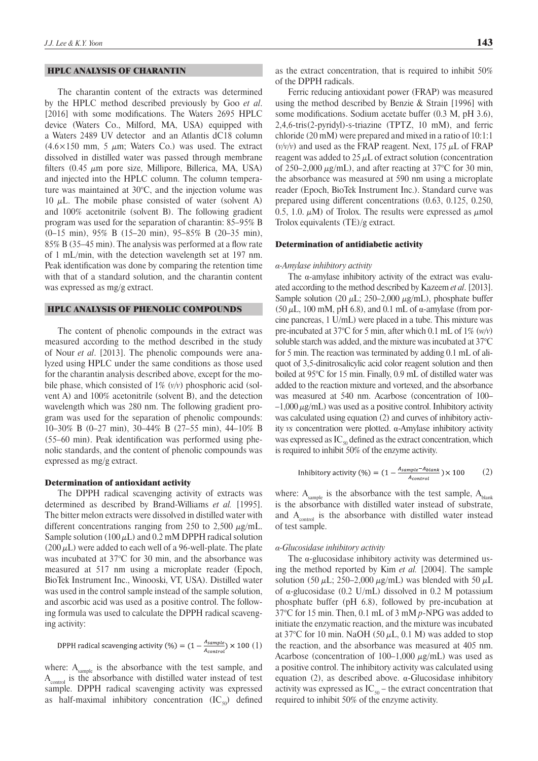## HPLC ANALYSIS OF CHARANTIN

The charantin content of the extracts was determined by the HPLC method described previously by Goo *et al*. [2016] with some modifications. The Waters 2695 HPLC device (Waters Co., Milford, MA, USA) equipped with a Waters 2489 UV detector and an Atlantis dC18 column (4.6×150 mm, 5 $\mu$m; Waters Co.) was used. The extract dissolved in distilled water was passed through membrane filters (0.45 $\mu$m pore size, Millipore, Billerica, MA, USA) and injected into the HPLC column. The column temperature was maintained at 30°C, and the injection volume was 10 $\mu$L. The mobile phase consisted of water (solvent A) and 100% acetonitrile (solvent B). The following gradient program was used for the separation of charantin: 85–95% B (0–15 min), 95% B (15–20 min), 95–85% B (20–35 min), 85% B (35–45 min). The analysis was performed at a flow rate of 1 mL/min, with the detection wavelength set at 197 nm. Peak identification was done by comparing the retention time with that of a standard solution, and the charantin content was expressed as mg/g extract.

## HPLC ANALYSIS OF PHENOLIC COMPOUNDS

The content of phenolic compounds in the extract was measured according to the method described in the study of Nour *et al*. [2013]. The phenolic compounds were analyzed using HPLC under the same conditions as those used for the charantin analysis described above, except for the mobile phase, which consisted of 1% (*v/v*) phosphoric acid (solvent A) and 100% acetonitrile (solvent B), and the detection wavelength which was 280 nm. The following gradient program was used for the separation of phenolic compounds: 10–30% B (0–27 min), 30–44% B (27–55 min), 44–10% B (55–60 min). Peak identification was performed using phenolic standards, and the content of phenolic compounds was expressed as mg/g extract.

### Determination of antioxidant activity

The DPPH radical scavenging activity of extracts was determined as described by Brand-Williams *et al.* [1995]. The bitter melon extracts were dissolved in distilled water with different concentrations ranging from 250 to 2,500 $\mu$g/mL. Sample solution (100 $\mu$L) and 0.2 mM DPPH radical solution (200 $\mu$L) were added to each well of a 96-well-plate. The plate was incubated at 37°C for 30 min, and the absorbance was measured at 517 nm using a microplate reader (Epoch, BioTek Instrument Inc., Winooski, VT, USA). Distilled water was used in the control sample instead of the sample solution, and ascorbic acid was used as a positive control. The following formula was used to calculate the DPPH radical scavenging activity:

$$\text{DPPH radical scavenging activity (\%)} = \left(1 - \frac{A_{sample}}{A_{control}}\right) \times 100 \quad (1)$$

where: $A_{sample}$ is the absorbance with the test sample, and $A_{control}$ is the absorbance with distilled water instead of test sample. DPPH radical scavenging activity was expressed as half-maximal inhibitory concentration ($IC_{50}$) defined as the extract concentration, that is required to inhibit 50% of the DPPH radicals.

Ferric reducing antioxidant power (FRAP) was measured using the method described by Benzie & Strain [1996] with some modifications. Sodium acetate buffer (0.3 M, pH 3.6), 2,4,6-tris(2-pyridyl)-s-triazine (TPTZ, 10 mM), and ferric chloride (20 mM) were prepared and mixed in a ratio of 10:1:1 (*v/v/v*) and used as the FRAP reagent. Next, 175 $\mu$L of FRAP reagent was added to 25 $\mu$L of extract solution (concentration of 250–2,000 $\mu$g/mL), and after reacting at 37°C for 30 min, the absorbance was measured at 590 nm using a microplate reader (Epoch, BioTek Instrument Inc.). Standard curve was prepared using different concentrations (0.63, 0.125, 0.250, 0.5, 1.0. $\mu$M) of Trolox. The results were expressed as $\mu$mol Trolox equivalents (TE)/g extract.

### Determination of antidiabetic activity

*α-Amylase inhibitory activity*

The α-amylase inhibitory activity of the extract was evaluated according to the method described by Kazeem *et al*. [2013]. Sample solution (20 $\mu$L; 250–2,000 $\mu$g/mL), phosphate buffer (50 $\mu$L, 100 mM, pH 6.8), and 0.1 mL of α-amylase (from porcine pancreas, 1 U/mL) were placed in a tube. This mixture was pre-incubated at 37°C for 5 min, after which 0.1 mL of 1% (*w/v*) soluble starch was added, and the mixture was incubated at 37°C for 5 min. The reaction was terminated by adding 0.1 mL of aliquot of 3,5-dinitrosalicylic acid color reagent solution and then boiled at 95°C for 15 min. Finally, 0.9 mL of distilled water was added to the reaction mixture and vortexed, and the absorbance was measured at 540 nm. Acarbose (concentration of 100–1,000 $\mu$g/mL) was used as a positive control. Inhibitory activity was calculated using equation (2) and curves of inhibitory activity *vs* concentration were plotted. α-Amylase inhibitory activity was expressed as $IC_{50}$ defined as the extract concentration, which is required to inhibit 50% of the enzyme activity.

$$\text{Inhibitory activity (\%)} = \left(1 - \frac{A_{sample} - A_{blank}}{A_{control}}\right) \times 100 \quad (2)$$

where: $A_{sample}$ is the absorbance with the test sample, $A_{blank}$ is the absorbance with distilled water instead of substrate, and $A_{control}$ is the absorbance with distilled water instead of test sample.

*α-Glucosidase inhibitory activity*

The α-glucosidase inhibitory activity was determined using the method reported by Kim *et al.* [2004]. The sample solution (50 $\mu$L; 250–2,000 $\mu$g/mL) was blended with 50 $\mu$L of α-glucosidase (0.2 U/mL) dissolved in 0.2 M potassium phosphate buffer (pH 6.8), followed by pre-incubation at 37°C for 15 min. Then, 0.1 mL of 3 mM *p*-NPG was added to initiate the enzymatic reaction, and the mixture was incubated at 37°C for 10 min. NaOH (50 $\mu$L, 0.1 M) was added to stop the reaction, and the absorbance was measured at 405 nm. Acarbose (concentration of 100–1,000 $\mu$g/mL) was used as a positive control. The inhibitory activity was calculated using equation (2), as described above. α-Glucosidase inhibitory activity was expressed as $IC_{50}$ – the extract concentration that required to inhibit 50% of the enzyme activity.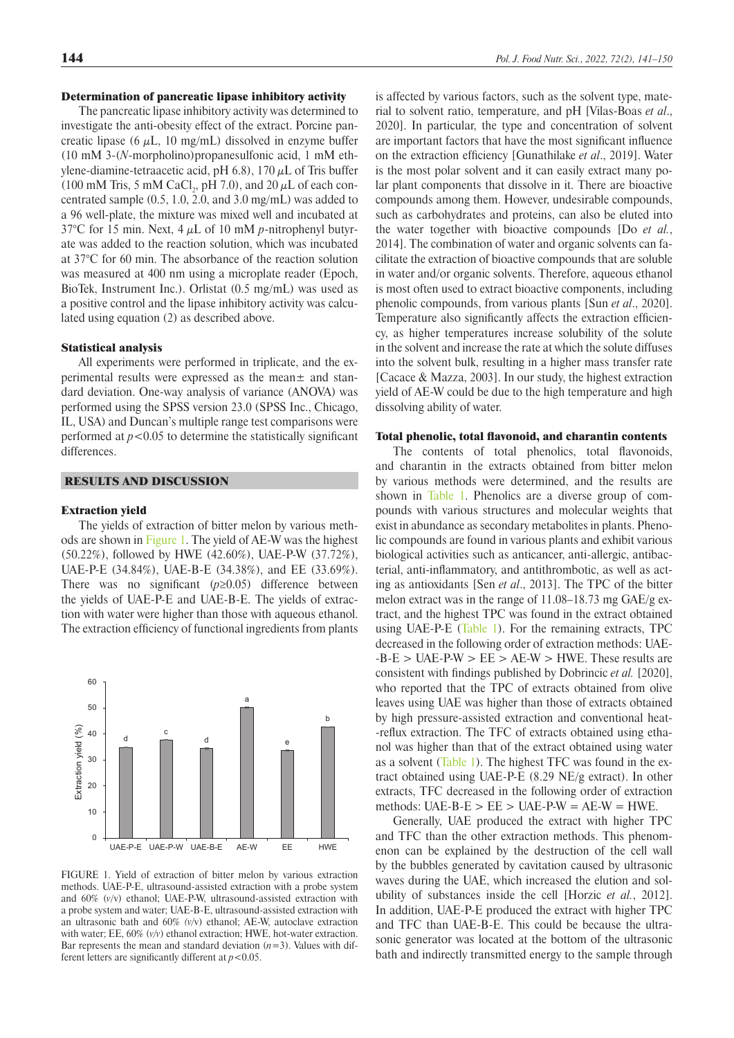### Determination of pancreatic lipase inhibitory activity

The pancreatic lipase inhibitory activity was determined to investigate the anti-obesity effect of the extract. Porcine pancreatic lipase (6 $\mu$L, 10 mg/mL) dissolved in enzyme buffer (10 mM 3-(*N*-morpholino)propanesulfonic acid, 1 mM ethylene-diamine-tetraacetic acid, pH 6.8), 170 $\mu$L of Tris buffer (100 mM Tris, 5 mM $CaCl_2$, pH 7.0), and 20 $\mu$L of each concentrated sample (0.5, 1.0, 2.0, and 3.0 mg/mL) was added to a 96 well-plate, the mixture was mixed well and incubated at 37°C for 15 min. Next, 4 $\mu$L of 10 mM *p*-nitrophenyl butyrate was added to the reaction solution, which was incubated at 37°C for 60 min. The absorbance of the reaction solution was measured at 400 nm using a microplate reader (Epoch, BioTek, Instrument Inc.). Orlistat (0.5 mg/mL) was used as a positive control and the lipase inhibitory activity was calculated using equation (2) as described above.

### Statistical analysis

All experiments were performed in triplicate, and the experimental results were expressed as the mean± and standard deviation. One-way analysis of variance (ANOVA) was performed using the SPSS version 23.0 (SPSS Inc., Chicago, IL, USA) and Duncan's multiple range test comparisons were performed at $p<0.05$ to determine the statistically significant differences.

## RESULTS AND DISCUSSION

### Extraction yield

The yields of extraction of bitter melon by various methods are shown in Figure 1. The yield of AE-W was the highest (50.22%), followed by HWE (42.60%), UAE-P-W (37.72%), UAE-P-E (34.84%), UAE-B-E (34.38%), and EE (33.69%). There was no significant ($p\geq0.05$) difference between the yields of UAE-P-E and UAE-B-E. The yields of extraction with water were higher than those with aqueous ethanol. The extraction efficiency of functional ingredients from plants is affected by various factors, such as the solvent type, material to solvent ratio, temperature, and pH [Vilas-Boas *et al*., 2020]. In particular, the type and concentration of solvent are important factors that have the most significant influence on the extraction efficiency [Gunathilake *et al*., 2019]. Water is the most polar solvent and it can easily extract many polar plant components that dissolve in it. There are bioactive compounds among them. However, undesirable compounds, such as carbohydrates and proteins, can also be eluted into the water together with bioactive compounds [Do *et al.*, 2014]. The combination of water and organic solvents can facilitate the extraction of bioactive compounds that are soluble in water and/or organic solvents. Therefore, aqueous ethanol is most often used to extract bioactive components, including phenolic compounds, from various plants [Sun *et al*., 2020]. Temperature also significantly affects the extraction efficiency, as higher temperatures increase solubility of the solute in the solvent and increase the rate at which the solute diffuses into the solvent bulk, resulting in a higher mass transfer rate [Cacace & Mazza, 2003]. In our study, the highest extraction yield of AE-W could be due to the high temperature and high dissolving ability of water.

FIGURE 1. Yield of extraction of bitter melon by various extraction methods. UAE-P-E, ultrasound-assisted extraction with a probe system and 60% (*v*/*v*) ethanol; UAE-P-W, ultrasound-assisted extraction with a probe system and water; UAE-B-E, ultrasound-assisted extraction with an ultrasonic bath and 60% (*v*/*v*) ethanol; AE-W, autoclave extraction with water; EE, 60% (*v*/*v*) ethanol extraction; HWE, hot-water extraction. Bar represents the mean and standard deviation ($n=3$). Values with different letters are significantly different at $p<0.05$.

### Total phenolic, total flavonoid, and charantin contents

The contents of total phenolics, total flavonoids, and charantin in the extracts obtained from bitter melon by various methods were determined, and the results are shown in Table 1. Phenolics are a diverse group of compounds with various structures and molecular weights that exist in abundance as secondary metabolites in plants. Phenolic compounds are found in various plants and exhibit various biological activities such as anticancer, anti-allergic, antibacterial, anti-inflammatory, and antithrombotic, as well as acting as antioxidants [Sen *et al*., 2013]. The TPC of the bitter melon extract was in the range of 11.08–18.73 mg GAE/g extract, and the highest TPC was found in the extract obtained using UAE-P-E (Table 1). For the remaining extracts, TPC decreased in the following order of extraction methods: UAE-B-E > UAE-P-W > EE > AE-W > HWE. These results are consistent with findings published by Dobrincic *et al.* [2020], who reported that the TPC of extracts obtained from olive leaves using UAE was higher than those of extracts obtained by high pressure-assisted extraction and conventional heat-reflux extraction. The TFC of extracts obtained using ethanol was higher than that of the extract obtained using water as a solvent (Table 1). The highest TFC was found in the extract obtained using UAE-P-E (8.29 NE/g extract). In other extracts, TFC decreased in the following order of extraction methods: UAE-B-E > EE > UAE-P-W = AE-W = HWE.

Generally, UAE produced the extract with higher TPC and TFC than the other extraction methods. This phenomenon can be explained by the destruction of the cell wall by the bubbles generated by cavitation caused by ultrasonic waves during the UAE, which increased the elution and solubility of substances inside the cell [Horzic *et al.*, 2012]. In addition, UAE-P-E produced the extract with higher TPC and TFC than UAE-B-E. This could be because the ultrasonic generator was located at the bottom of the ultrasonic bath and indirectly transmitted energy to the sample through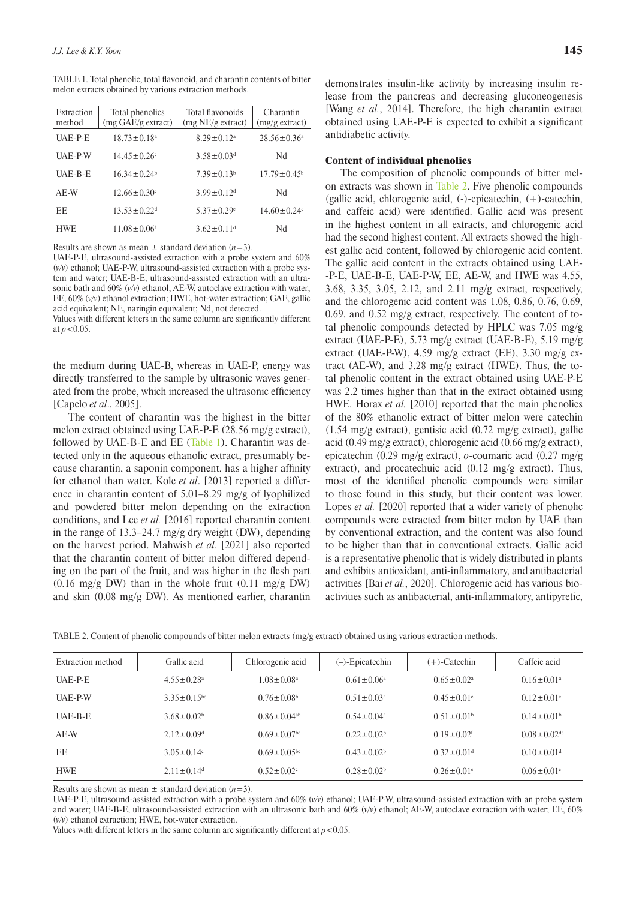TABLE 1. Total phenolic, total flavonoid, and charantin contents of bitter melon extracts obtained by various extraction methods.

| Extraction method | Total phenolics (mg GAE/g extract) | Total flavonoids (mg NE/g extract) | Charantin (mg/g extract) |
|---|---|---|---|
| UAE-P-E | 18.73±0.18[a] | 8.29±0.12[a] | 28.56±0.36[a] |
| UAE-P-W | 14.45±0.26[c] | 3.58±0.03[d] | Nd |
| UAE-B-E | 16.34±0.24[b] | 7.39±0.13[b] | 17.79±0.45[b] |
| AE-W | 12.66±0.30[e] | 3.99±0.12[d] | Nd |
| EE | 13.53±0.22[d] | 5.37±0.29[c] | 14.60±0.24[c] |
| HWE | 11.08±0.06[f] | 3.62±0.11[d] | Nd |

Results are shown as mean ± standard deviation ($n=3$).
UAE-P-E, ultrasound-assisted extraction with a probe system and 60% (*v/v*) ethanol; UAE-P-W, ultrasound-assisted extraction with a probe system and water; UAE-B-E, ultrasound-assisted extraction with an ultrasonic bath and 60% (*v/v*) ethanol; AE-W, autoclave extraction with water; EE, 60% (*v/v*) ethanol extraction; HWE, hot-water extraction; GAE, gallic acid equivalent; NE, naringin equivalent; Nd, not detected.
Values with different letters in the same column are significantly different at $p<0.05$.

the medium during UAE-B, whereas in UAE-P, energy was directly transferred to the sample by ultrasonic waves generated from the probe, which increased the ultrasonic efficiency [Capelo *et al*., 2005].

The content of charantin was the highest in the bitter melon extract obtained using UAE-P-E (28.56 mg/g extract), followed by UAE-B-E and EE (Table 1). Charantin was detected only in the aqueous ethanolic extract, presumably because charantin, a saponin component, has a higher affinity for ethanol than water. Kole *et al*. [2013] reported a difference in charantin content of 5.01–8.29 mg/g of lyophilized and powdered bitter melon depending on the extraction conditions, and Lee *et al.* [2016] reported charantin content in the range of 13.3–24.7 mg/g dry weight (DW), depending on the harvest period. Mahwish *et al*. [2021] also reported that the charantin content of bitter melon differed depending on the part of the fruit, and was higher in the flesh part (0.16 mg/g DW) than in the whole fruit (0.11 mg/g DW) and skin (0.08 mg/g DW). As mentioned earlier, charantin demonstrates insulin-like activity by increasing insulin release from the pancreas and decreasing gluconeogenesis [Wang *et al.*, 2014]. Therefore, the high charantin extract obtained using UAE-P-E is expected to exhibit a significant antidiabetic activity.

### Content of individual phenolics

The composition of phenolic compounds of bitter melon extracts was shown in Table 2. Five phenolic compounds (gallic acid, chlorogenic acid, (-)-epicatechin, (+)-catechin, and caffeic acid) were identified. Gallic acid was present in the highest content in all extracts, and chlorogenic acid had the second highest content. All extracts showed the highest gallic acid content, followed by chlorogenic acid content. The gallic acid content in the extracts obtained using UAE-P-E, UAE-B-E, UAE-P-W, EE, AE-W, and HWE was 4.55, 3.68, 3.35, 3.05, 2.12, and 2.11 mg/g extract, respectively, and the chlorogenic acid content was 1.08, 0.86, 0.76, 0.69, 0.69, and 0.52 mg/g extract, respectively. The content of total phenolic compounds detected by HPLC was 7.05 mg/g extract (UAE-P-E), 5.73 mg/g extract (UAE-B-E), 5.19 mg/g extract (UAE-P-W), 4.59 mg/g extract (EE), 3.30 mg/g extract (AE-W), and 3.28 mg/g extract (HWE). Thus, the total phenolic content in the extract obtained using UAE-P-E was 2.2 times higher than that in the extract obtained using HWE. Horax *et al.* [2010] reported that the main phenolics of the 80% ethanolic extract of bitter melon were catechin (1.54 mg/g extract), gentisic acid (0.72 mg/g extract), gallic acid (0.49 mg/g extract), chlorogenic acid (0.66 mg/g extract), epicatechin (0.29 mg/g extract), *o*-coumaric acid (0.27 mg/g extract), and procatechuic acid (0.12 mg/g extract). Thus, most of the identified phenolic compounds were similar to those found in this study, but their content was lower. Lopes *et al.* [2020] reported that a wider variety of phenolic compounds were extracted from bitter melon by UAE than by conventional extraction, and the content was also found to be higher than that in conventional extracts. Gallic acid is a representative phenolic that is widely distributed in plants and exhibits antioxidant, anti-inflammatory, and antibacterial activities [Bai *et al.*, 2020]. Chlorogenic acid has various bioactivities such as antibacterial, anti-inflammatory, antipyretic,

TABLE 2. Content of phenolic compounds of bitter melon extracts (mg/g extract) obtained using various extraction methods.

| Extraction method | Gallic acid | Chlorogenic acid | (–)-Epicatechin | (+)-Catechin | Caffeic acid |
|---|---|---|---|---|---|
| UAE-P-E | 4.55±0.28[a] | 1.08±0.08[a] | 0.61±0.06[a] | 0.65±0.02[a] | 0.16±0.01[a] |
| UAE-P-W | 3.35±0.15[bc] | 0.76±0.08[b] | 0.51±0.03[a] | 0.45±0.01[c] | 0.12±0.01[c] |
| UAE-B-E | 3.68±0.02[b] | 0.86±0.04[ab] | 0.54±0.04[a] | 0.51±0.01[b] | 0.14±0.01[b] |
| AE-W | 2.12±0.09[d] | 0.69±0.07[bc] | 0.22±0.02[b] | 0.19±0.02[f] | 0.08±0.02[de] |
| EE | 3.05±0.14[c] | 0.69±0.05[bc] | 0.43±0.02[b] | 0.32±0.01[d] | 0.10±0.01[d] |
| HWE | 2.11±0.14[d] | 0.52±0.02[c] | 0.28±0.02[b] | 0.26±0.01[e] | 0.06±0.01[e] |

Results are shown as mean ± standard deviation ($n=3$).
UAE-P-E, ultrasound-assisted extraction with a probe system and 60% (*v/v*) ethanol; UAE-P-W, ultrasound-assisted extraction with an probe system and water; UAE-B-E, ultrasound-assisted extraction with an ultrasonic bath and 60% (*v/v*) ethanol; AE-W, autoclave extraction with water; EE, 60% (*v/v*) ethanol extraction; HWE, hot-water extraction.
Values with different letters in the same column are significantly different at $p<0.05$.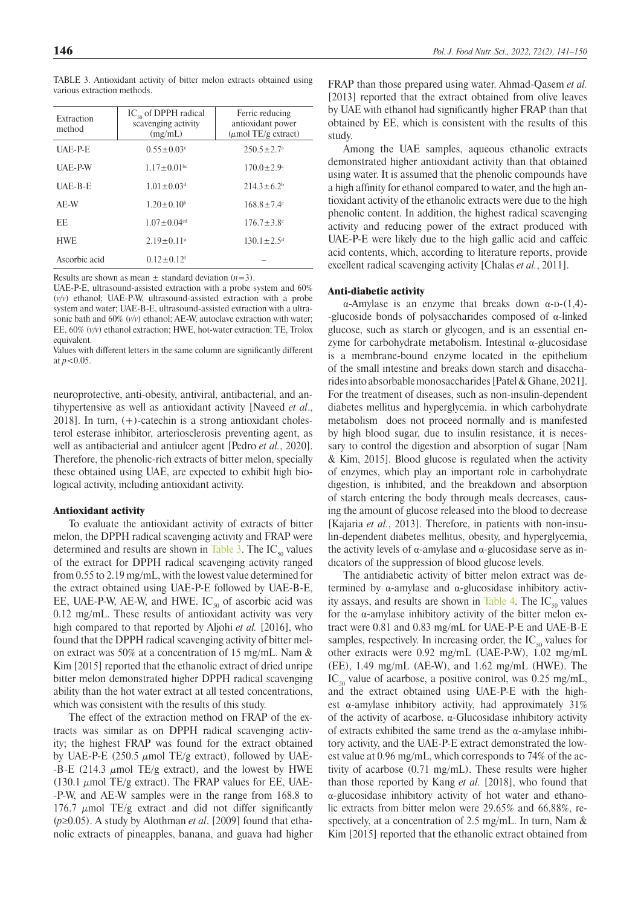TABLE 3. Antioxidant activity of bitter melon extracts obtained using various extraction methods.

| Extraction method | $IC_{50}$ of DPPH radical scavenging activity (mg/mL) | Ferric reducing antioxidant power ($\mu$mol TE/g extract) |
|---|---|---|
| UAE-P-E | $0.55 \pm 0.03^{e}$ | $250.5 \pm 2.7^{a}$ |
| UAE-P-W | $1.17 \pm 0.01^{bc}$ | $170.0 \pm 2.9^{c}$ |
| UAE-B-E | $1.01 \pm 0.03^{d}$ | $214.3 \pm 6.2^{b}$ |
| AE-W | $1.20 \pm 0.10^{b}$ | $168.8 \pm 7.4^{c}$ |
| EE | $1.07 \pm 0.04^{cd}$ | $176.7 \pm 3.8^{c}$ |
| HWE | $2.19 \pm 0.11^{a}$ | $130.1 \pm 2.5^{d}$ |
| Ascorbic acid | $0.12 \pm 0.12^{f}$ | – |

Results are shown as mean ± standard deviation ($n$=3).

UAE-P-E, ultrasound-assisted extraction with a probe system and 60% (*v/v*) ethanol; UAE-P-W, ultrasound-assisted extraction with a probe system and water; UAE-B-E, ultrasound-assisted extraction with a ultrasonic bath and 60% (*v/v*) ethanol; AE-W, autoclave extraction with water; EE, 60% (*v/v*) ethanol extraction; HWE, hot-water extraction; TE, Trolox equivalent.

Values with different letters in the same column are significantly different at $p<0.05$.

neuroprotective, anti-obesity, antiviral, antibacterial, and antihypertensive as well as antioxidant activity [Naveed *et al*., 2018]. In turn, (+)-catechin is a strong antioxidant cholesterol esterase inhibitor, arteriosclerosis preventing agent, as well as antibacterial and antiulcer agent [Pedro *et al.*, 2020]. Therefore, the phenolic-rich extracts of bitter melon, specially these obtained using UAE, are expected to exhibit high biological activity, including antioxidant activity.

## Antioxidant activity

To evaluate the antioxidant activity of extracts of bitter melon, the DPPH radical scavenging activity and FRAP were determined and results are shown in Table 3. The $IC_{50}$ values of the extract for DPPH radical scavenging activity ranged from 0.55 to 2.19 mg/mL, with the lowest value determined for the extract obtained using UAE-P-E followed by UAE-B-E, EE, UAE-P-W, AE-W, and HWE. $IC_{50}$ of ascorbic acid was 0.12 mg/mL. These results of antioxidant activity were very high compared to that reported by Aljohi *et al.* [2016], who found that the DPPH radical scavenging activity of bitter melon extract was 50% at a concentration of 15 mg/mL. Nam & Kim [2015] reported that the ethanolic extract of dried unripe bitter melon demonstrated higher DPPH radical scavenging ability than the hot water extract at all tested concentrations, which was consistent with the results of this study.

The effect of the extraction method on FRAP of the extracts was similar as on DPPH radical scavenging activity; the highest FRAP was found for the extract obtained by UAE-P-E (250.5 $\mu$mol TE/g extract), followed by UAE-B-E (214.3 $\mu$mol TE/g extract), and the lowest by HWE (130.1 $\mu$mol TE/g extract). The FRAP values for EE, UAE-P-W, and AE-W samples were in the range from 168.8 to 176.7 $\mu$mol TE/g extract and did not differ significantly ($p \geq 0.05$). A study by Alothman *et al*. [2009] found that ethanolic extracts of pineapples, banana, and guava had higher FRAP than those prepared using water. Ahmad-Qasem *et al.* [2013] reported that the extract obtained from olive leaves by UAE with ethanol had significantly higher FRAP than that obtained by EE, which is consistent with the results of this study.

Among the UAE samples, aqueous ethanolic extracts demonstrated higher antioxidant activity than that obtained using water. It is assumed that the phenolic compounds have a high affinity for ethanol compared to water, and the high antioxidant activity of the ethanolic extracts were due to the high phenolic content. In addition, the highest radical scavenging activity and reducing power of the extract produced with UAE-P-E were likely due to the high gallic acid and caffeic acid contents, which, according to literature reports, provide excellent radical scavenging activity [Chalas *et al.*, 2011].

## Anti-diabetic activity

α-Amylase is an enzyme that breaks down α-D-(1,4)-glucoside bonds of polysaccharides composed of α-linked glucose, such as starch or glycogen, and is an essential enzyme for carbohydrate metabolism. Intestinal α-glucosidase is a membrane-bound enzyme located in the epithelium of the small intestine and breaks down starch and disaccharides into absorbable monosaccharides [Patel & Ghane, 2021]. For the treatment of diseases, such as non-insulin-dependent diabetes mellitus and hyperglycemia, in which carbohydrate metabolism does not proceed normally and is manifested by high blood sugar, due to insulin resistance, it is necessary to control the digestion and absorption of sugar [Nam & Kim, 2015]. Blood glucose is regulated when the activity of enzymes, which play an important role in carbohydrate digestion, is inhibited, and the breakdown and absorption of starch entering the body through meals decreases, causing the amount of glucose released into the blood to decrease [Kajaria *et al.*, 2013]. Therefore, in patients with non-insulin-dependent diabetes mellitus, obesity, and hyperglycemia, the activity levels of α-amylase and α-glucosidase serve as indicators of the suppression of blood glucose levels.

The antidiabetic activity of bitter melon extract was determined by α-amylase and α-glucosidase inhibitory activity assays, and results are shown in Table 4. The $IC_{50}$ values for the α-amylase inhibitory activity of the bitter melon extract were 0.81 and 0.83 mg/mL for UAE-P-E and UAE-B-E samples, respectively. In increasing order, the $IC_{50}$ values for other extracts were 0.92 mg/mL (UAE-P-W), 1.02 mg/mL (EE), 1.49 mg/mL (AE-W), and 1.62 mg/mL (HWE). The $IC_{50}$ value of acarbose, a positive control, was 0.25 mg/mL, and the extract obtained using UAE-P-E with the highest α-amylase inhibitory activity, had approximately 31% of the activity of acarbose. α-Glucosidase inhibitory activity of extracts exhibited the same trend as the α-amylase inhibitory activity, and the UAE-P-E extract demonstrated the lowest value at 0.96 mg/mL, which corresponds to 74% of the activity of acarbose (0.71 mg/mL). These results were higher than those reported by Kang *et al.* [2018], who found that α-glucosidase inhibitory activity of hot water and ethanolic extracts from bitter melon were 29.65% and 66.88%, respectively, at a concentration of 2.5 mg/mL. In turn, Nam & Kim [2015] reported that the ethanolic extract obtained from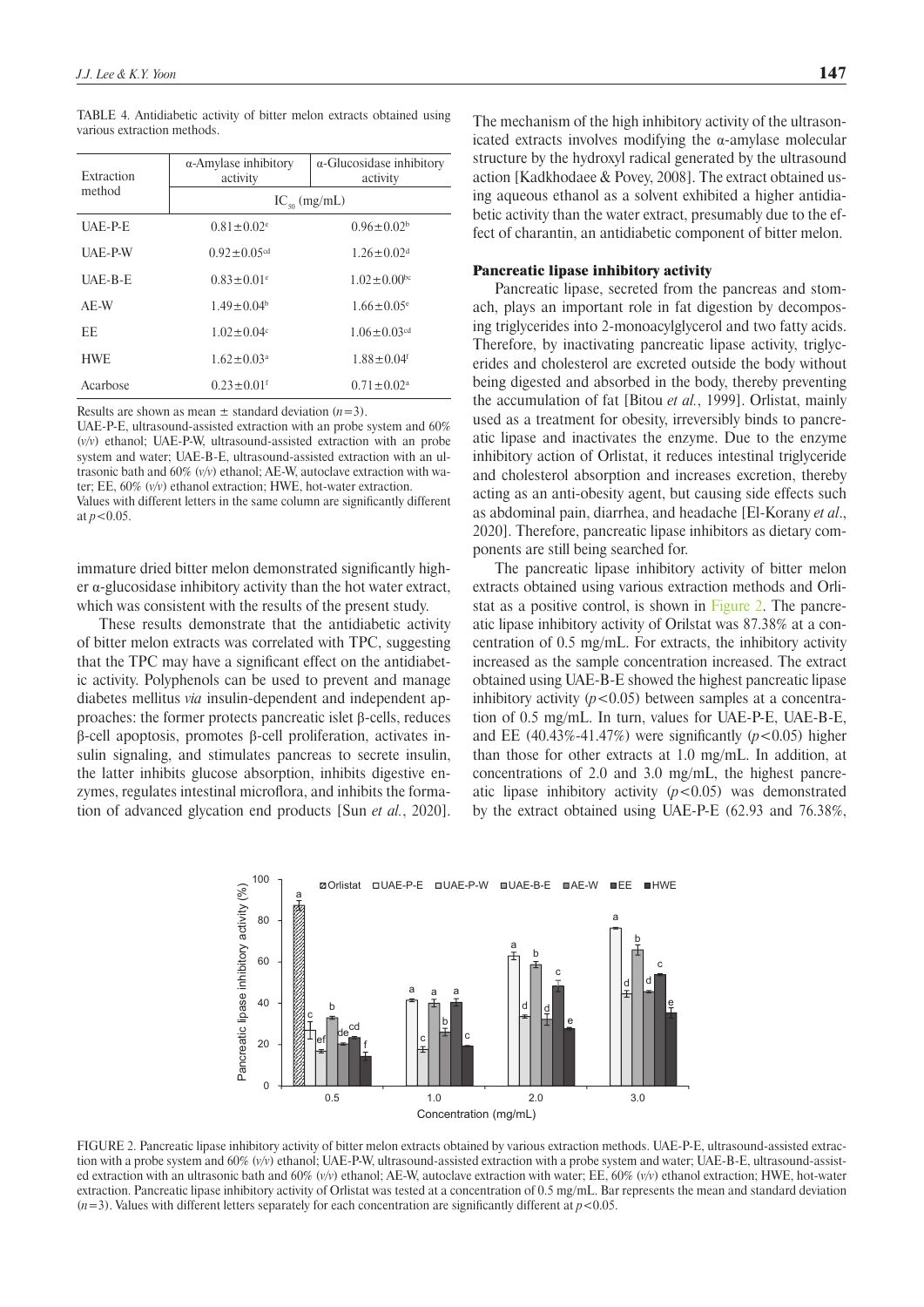TABLE 4. Antidiabetic activity of bitter melon extracts obtained using various extraction methods.

| Extraction method | α-Amylase inhibitory activity | α-Glucosidase inhibitory activity |
|---|---|---|
| | $IC_{50}$ (mg/mL) | |
| UAE-P-E | $0.81\pm0.02^{e}$ | $0.96\pm0.02^{b}$ |
| UAE-P-W | $0.92\pm0.05^{cd}$ | $1.26\pm0.02^{d}$ |
| UAE-B-E | $0.83\pm0.01^{e}$ | $1.02\pm0.00^{bc}$ |
| AE-W | $1.49\pm0.04^{b}$ | $1.66\pm0.05^{e}$ |
| EE | $1.02\pm0.04^{c}$ | $1.06\pm0.03^{cd}$ |
| HWE | $1.62\pm0.03^{a}$ | $1.88\pm0.04^{f}$ |
| Acarbose | $0.23\pm0.01^{f}$ | $0.71\pm0.02^{a}$ |

Results are shown as mean ± standard deviation ($n$=3).
UAE-P-E, ultrasound-assisted extraction with an probe system and 60% (*v/v*) ethanol; UAE-P-W, ultrasound-assisted extraction with a probe system and water; UAE-B-E, ultrasound-assisted extraction with an ultrasonic bath and 60% (*v/v*) ethanol; AE-W, autoclave extraction with water; EE, 60% (*v/v*) ethanol extraction; HWE, hot-water extraction.
Values with different letters in the same column are significantly different at $p$<0.05.

immature dried bitter melon demonstrated significantly higher α-glucosidase inhibitory activity than the hot water extract, which was consistent with the results of the present study.

These results demonstrate that the antidiabetic activity of bitter melon extracts was correlated with TPC, suggesting that the TPC may have a significant effect on the antidiabetic activity. Polyphenols can be used to prevent and manage diabetes mellitus *via* insulin-dependent and independent approaches: the former protects pancreatic islet β-cells, reduces β-cell apoptosis, promotes β-cell proliferation, activates insulin signaling, and stimulates pancreas to secrete insulin, the latter inhibits glucose absorption, inhibits digestive enzymes, regulates intestinal microflora, and inhibits the formation of advanced glycation end products [Sun *et al.*, 2020]. The mechanism of the high inhibitory activity of the ultrasonicated extracts involves modifying the α-amylase molecular structure by the hydroxyl radical generated by the ultrasound action [Kadkhodaee & Povey, 2008]. The extract obtained using aqueous ethanol as a solvent exhibited a higher antidiabetic activity than the water extract, presumably due to the effect of charantin, an antidiabetic component of bitter melon.

## Pancreatic lipase inhibitory activity

Pancreatic lipase, secreted from the pancreas and stomach, plays an important role in fat digestion by decomposing triglycerides into 2-monoacylglycerol and two fatty acids. Therefore, by inactivating pancreatic lipase activity, triglycerides and cholesterol are excreted outside the body without being digested and absorbed in the body, thereby preventing the accumulation of fat [Bitou *et al.*, 1999]. Orlistat, mainly used as a treatment for obesity, irreversibly binds to pancreatic lipase and inactivates the enzyme. Due to the enzyme inhibitory action of Orlistat, it reduces intestinal triglyceride and cholesterol absorption and increases excretion, thereby acting as an anti-obesity agent, but causing side effects such as abdominal pain, diarrhea, and headache [El-Korany *et al*., 2020]. Therefore, pancreatic lipase inhibitors as dietary components are still being searched for.

The pancreatic lipase inhibitory activity of bitter melon extracts obtained using various extraction methods and Orlistat as a positive control, is shown in Figure 2. The pancreatic lipase inhibitory activity of Orilstat was 87.38% at a concentration of 0.5 mg/mL. For extracts, the inhibitory activity increased as the sample concentration increased. The extract obtained using UAE-B-E showed the highest pancreatic lipase inhibitory activity ($p$<0.05) between samples at a concentration of 0.5 mg/mL. In turn, values for UAE-P-E, UAE-B-E, and EE (40.43%-41.47%) were significantly ($p$<0.05) higher than those for other extracts at 1.0 mg/mL. In addition, at concentrations of 2.0 and 3.0 mg/mL, the highest pancreatic lipase inhibitory activity ($p$<0.05) was demonstrated by the extract obtained using UAE-P-E (62.93 and 76.38%,

FIGURE 2. Pancreatic lipase inhibitory activity of bitter melon extracts obtained by various extraction methods. UAE-P-E, ultrasound-assisted extraction with a probe system and 60% (*v/v*) ethanol; UAE-P-W, ultrasound-assisted extraction with a probe system and water; UAE-B-E, ultrasound-assisted extraction with an ultrasonic bath and 60% (*v/v*) ethanol; AE-W, autoclave extraction with water; EE, 60% (*v/v*) ethanol extraction; HWE, hot-water extraction. Pancreatic lipase inhibitory activity of Orlistat was tested at a concentration of 0.5 mg/mL. Bar represents the mean and standard deviation ($n$=3). Values with different letters separately for each concentration are significantly different at $p$<0.05.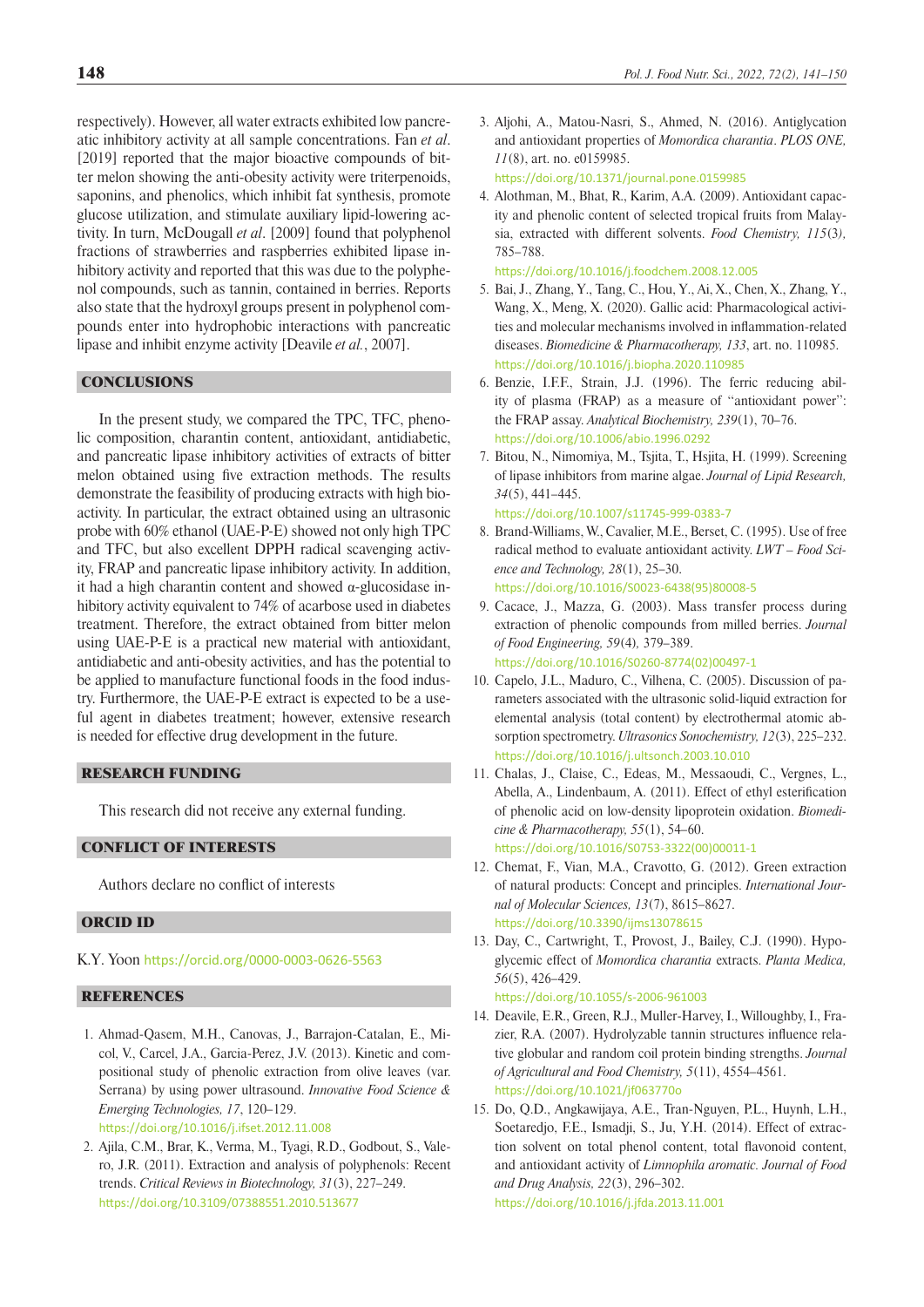respectively). However, all water extracts exhibited low pancreatic inhibitory activity at all sample concentrations. Fan *et al*. [2019] reported that the major bioactive compounds of bitter melon showing the anti-obesity activity were triterpenoids, saponins, and phenolics, which inhibit fat synthesis, promote glucose utilization, and stimulate auxiliary lipid-lowering activity. In turn, McDougall *et al*. [2009] found that polyphenol fractions of strawberries and raspberries exhibited lipase inhibitory activity and reported that this was due to the polyphenol compounds, such as tannin, contained in berries. Reports also state that the hydroxyl groups present in polyphenol compounds enter into hydrophobic interactions with pancreatic lipase and inhibit enzyme activity [Deavile *et al.*, 2007].

## CONCLUSIONS

In the present study, we compared the TPC, TFC, phenolic composition, charantin content, antioxidant, antidiabetic, and pancreatic lipase inhibitory activities of extracts of bitter melon obtained using five extraction methods. The results demonstrate the feasibility of producing extracts with high bioactivity. In particular, the extract obtained using an ultrasonic probe with 60% ethanol (UAE-P-E) showed not only high TPC and TFC, but also excellent DPPH radical scavenging activity, FRAP and pancreatic lipase inhibitory activity. In addition, it had a high charantin content and showed α-glucosidase inhibitory activity equivalent to 74% of acarbose used in diabetes treatment. Therefore, the extract obtained from bitter melon using UAE-P-E is a practical new material with antioxidant, antidiabetic and anti-obesity activities, and has the potential to be applied to manufacture functional foods in the food industry. Furthermore, the UAE-P-E extract is expected to be a useful agent in diabetes treatment; however, extensive research is needed for effective drug development in the future.

## RESEARCH FUNDING

This research did not receive any external funding.

## CONFLICT OF INTERESTS

Authors declare no conflict of interests

## ORCID ID

K.Y. Yoon https://orcid.org/0000-0003-0626-5563

## REFERENCES

1. Ahmad-Qasem, M.H., Canovas, J., Barrajon-Catalan, E., Micol, V., Carcel, J.A., Garcia-Perez, J.V. (2013). Kinetic and compositional study of phenolic extraction from olive leaves (var. Serrana) by using power ultrasound. *Innovative Food Science & Emerging Technologies, 17*, 120–129. https://doi.org/10.1016/j.ifset.2012.11.008
2. Ajila, C.M., Brar, K., Verma, M., Tyagi, R.D., Godbout, S., Valero, J.R. (2011). Extraction and analysis of polyphenols: Recent trends. *Critical Reviews in Biotechnology, 31*(3), 227–249. https://doi.org/10.3109/07388551.2010.513677
3. Aljohi, A., Matou-Nasri, S., Ahmed, N. (2016). Antiglycation and antioxidant properties of *Momordica charantia*. *PLOS ONE, 11*(8), art. no. e0159985. https://doi.org/10.1371/journal.pone.0159985
4. Alothman, M., Bhat, R., Karim, A.A. (2009). Antioxidant capacity and phenolic content of selected tropical fruits from Malaysia, extracted with different solvents. *Food Chemistry, 115*(3), 785–788. https://doi.org/10.1016/j.foodchem.2008.12.005
5. Bai, J., Zhang, Y., Tang, C., Hou, Y., Ai, X., Chen, X., Zhang, Y., Wang, X., Meng, X. (2020). Gallic acid: Pharmacological activities and molecular mechanisms involved in inflammation-related diseases. *Biomedicine & Pharmacotherapy, 133*, art. no. 110985. https://doi.org/10.1016/j.biopha.2020.110985
6. Benzie, I.F.F., Strain, J.J. (1996). The ferric reducing ability of plasma (FRAP) as a measure of "antioxidant power": the FRAP assay. *Analytical Biochemistry, 239*(1), 70–76. https://doi.org/10.1006/abio.1996.0292
7. Bitou, N., Nimomiya, M., Tsjita, T., Hsjita, H. (1999). Screening of lipase inhibitors from marine algae. *Journal of Lipid Research, 34*(5), 441–445. https://doi.org/10.1007/s11745-999-0383-7
8. Brand-Williams, W., Cavalier, M.E., Berset, C. (1995). Use of free radical method to evaluate antioxidant activity. *LWT – Food Science and Technology, 28*(1), 25–30. https://doi.org/10.1016/S0023-6438(95)80008-5
9. Cacace, J., Mazza, G. (2003). Mass transfer process during extraction of phenolic compounds from milled berries. *Journal of Food Engineering, 59*(4), 379–389. https://doi.org/10.1016/S0260-8774(02)00497-1
10. Capelo, J.L., Maduro, C., Vilhena, C. (2005). Discussion of parameters associated with the ultrasonic solid-liquid extraction for elemental analysis (total content) by electrothermal atomic absorption spectrometry. *Ultrasonics Sonochemistry, 12*(3), 225–232. https://doi.org/10.1016/j.ultsonch.2003.10.010
11. Chalas, J., Claise, C., Edeas, M., Messaoudi, C., Vergnes, L., Abella, A., Lindenbaum, A. (2011). Effect of ethyl esterification of phenolic acid on low-density lipoprotein oxidation. *Biomedicine & Pharmacotherapy, 55*(1), 54–60. https://doi.org/10.1016/S0753-3322(00)00011-1
12. Chemat, F., Vian, M.A., Cravotto, G. (2012). Green extraction of natural products: Concept and principles. *International Journal of Molecular Sciences, 13*(7), 8615–8627. https://doi.org/10.3390/ijms13078615
13. Day, C., Cartwright, T., Provost, J., Bailey, C.J. (1990). Hypoglycemic effect of *Momordica charantia* extracts. *Planta Medica, 56*(5), 426–429. https://doi.org/10.1055/s-2006-961003
14. Deavile, E.R., Green, R.J., Muller-Harvey, I., Willoughby, I., Frazier, R.A. (2007). Hydrolyzable tannin structures influence relative globular and random coil protein binding strengths. *Journal of Agricultural and Food Chemistry, 5*(11), 4554–4561. https://doi.org/10.1021/jf063770o
15. Do, Q.D., Angkawijaya, A.E., Tran-Nguyen, P.L., Huynh, L.H., Soetaredjo, F.E., Ismadji, S., Ju, Y.H. (2014). Effect of extraction solvent on total phenol content, total flavonoid content, and antioxidant activity of *Limnophila aromatic*. *Journal of Food and Drug Analysis, 22*(3), 296–302. https://doi.org/10.1016/j.jfda.2013.11.001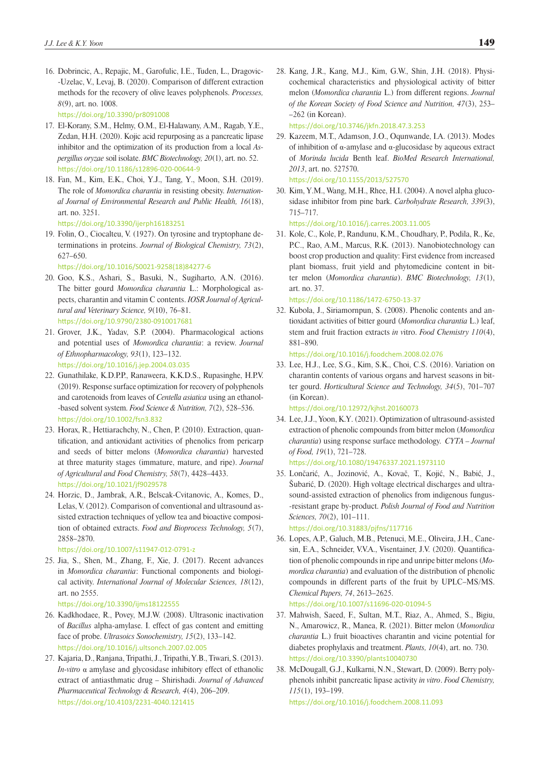16. Dobrincic, A., Repajic, M., Garofulic, I.E., Tuden, L., Dragovic--Uzelac, V., Levaj, B. (2020). Comparison of different extraction methods for the recovery of olive leaves polyphenols. *Processes, 8*(9), art. no. 1008.
https://doi.org/10.3390/pr8091008
17. El-Korany, S.M., Helmy, O.M., El-Halawany, A.M., Ragab, Y.E., Zedan, H.H. (2020). Kojic acid repurposing as a pancreatic lipase inhibitor and the optimization of its production from a local *Aspergillus oryzae* soil isolate. *BMC Biotechnology, 20*(1), art. no. 52.
https://doi.org/10.1186/s12896-020-00644-9
18. Fan, M., Kim, E.K., Choi, Y.J., Tang, Y., Moon, S.H. (2019). The role of *Momordica charantia* in resisting obesity. *International Journal of Environmental Research and Public Health, 16*(18), art. no. 3251.
https://doi.org/10.3390/ijerph16183251
19. Folin, O., Ciocalteu, V. (1927). On tyrosine and tryptophane determinations in proteins. *Journal of Biological Chemistry, 73*(2), 627–650.
https://doi.org/10.1016/S0021-9258(18)84277-6
20. Goo, K.S., Ashari, S., Basuki, N., Sugiharto, A.N. (2016). The bitter gourd *Momordica charantia* L.: Morphological aspects, charantin and vitamin C contents. *IOSR Journal of Agricultural and Veterinary Science, 9*(10), 76–81.
https://doi.org/10.9790/2380-0910017681
21. Grover, J.K., Yadav, S.P. (2004). Pharmacological actions and potential uses of *Momordica charantia*: a review. *Journal of Ethnopharmacology, 93*(1), 123–132.
https://doi.org/10.1016/j.jep.2004.03.035
22. Gunathilake, K.D.P.P., Ranaweera, K.K.D.S., Rupasinghe, H.P.V. (2019). Response surface optimization for recovery of polyphenols and carotenoids from leaves of *Centella asiatica* using an ethanol--based solvent system. *Food Science & Nutrition, 7*(2), 528–536.
https://doi.org/10.1002/fsn3.832
23. Horax, R., Hettiarachchy, N., Chen, P. (2010). Extraction, quantification, and antioxidant activities of phenolics from pericarp and seeds of bitter melons (*Momordica charantia*) harvested at three maturity stages (immature, mature, and ripe). *Journal of Agricultural and Food Chemistry, 58*(7), 4428–4433.
https://doi.org/10.1021/jf9029578
24. Horzic, D., Jambrak, A.R., Belscak-Cvitanovic, A., Komes, D., Lelas, V. (2012). Comparison of conventional and ultrasound assisted extraction techniques of yellow tea and bioactive composition of obtained extracts. *Food and Bioprocess Technology, 5*(7), 2858–2870.
https://doi.org/10.1007/s11947-012-0791-z
25. Jia, S., Shen, M., Zhang, F., Xie, J. (2017). Recent advances in *Momordica charantia*: Functional components and biological activity. *International Journal of Molecular Sciences, 18*(12), art. no 2555.
https://doi.org/10.3390/ijms18122555
26. Kadkhodaee, R., Povey, M.J.W. (2008). Ultrasonic inactivation of *Bacillus* alpha-amylase. I. effect of gas content and emitting face of probe. *Ultrasoics Sonochemistry, 15*(2), 133–142.
https://doi.org/10.1016/j.ultsonch.2007.02.005
27. Kajaria, D., Ranjana, Tripathi, J., Tripathi, Y.B., Tiwari, S. (2013). *In-vitro* α amylase and glycosidase inhibitory effect of ethanolic extract of antiasthmatic drug – Shirishadi. *Journal of Advanced Pharmaceutical Technology & Research, 4*(4), 206–209.
https://doi.org/10.4103/2231-4040.121415
28. Kang, J.R., Kang, M.J., Kim, G.W., Shin, J.H. (2018). Physicochemical characteristics and physiological activity of bitter melon (*Momordica charantia* L.) from different regions. *Journal of the Korean Society of Food Science and Nutrition, 47*(3), 253–262 (in Korean).
https://doi.org/10.3746/jkfn.2018.47.3.253
29. Kazeem, M.T., Adamson, J.O., Oqunwande, I.A. (2013). Modes of inhibition of α-amylase and α-glucosidase by aqueous extract of *Morinda lucida* Benth leaf. *BioMed Research International, 2013*, art. no. 527570.
https://doi.org/10.1155/2013/527570
30. Kim, Y.M., Wang, M.H., Rhee, H.I. (2004). A novel alpha glucosidase inhibitor from pine bark. *Carbohydrate Research, 339*(3), 715–717.
https://doi.org/10.1016/j.carres.2003.11.005
31. Kole, C., Kole, P., Randunu, K.M., Choudhary, P., Podila, R., Ke, P.C., Rao, A.M., Marcus, R.K. (2013). Nanobiotechnology can boost crop production and quality: First evidence from increased plant biomass, fruit yield and phytomedicine content in bitter melon (*Momordica charantia*). *BMC Biotechnology, 13*(1), art. no. 37.
https://doi.org/10.1186/1472-6750-13-37
32. Kubola, J., Siriamornpun, S. (2008). Phenolic contents and antioxidant activities of bitter gourd (*Momordica charantia* L.) leaf, stem and fruit fraction extracts *in vitro*. *Food Chemistry 110*(4), 881–890.
https://doi.org/10.1016/j.foodchem.2008.02.076
33. Lee, H.J., Lee, S.G., Kim, S.K., Choi, C.S. (2016). Variation on charantin contents of various organs and harvest seasons in bitter gourd. *Horticultural Science and Technology, 34*(5), 701–707 (in Korean).
https://doi.org/10.12972/kjhst.20160073
34. Lee, J.J., Yoon, K.Y. (2021). Optimization of ultrasound-assisted extraction of phenolic compounds from bitter melon (*Momordica charantia*) using response surface methodology. *CYTA – Journal of Food, 19*(1), 721–728.
https://doi.org/10.1080/19476337.2021.1973110
35. Lončarić, A., Jozinović, A., Kovač, T., Kojić, N., Babić, J., Šubarić, D. (2020). High voltage electrical discharges and ultrasound-assisted extraction of phenolics from indigenous fungus--resistant grape by-product. *Polish Journal of Food and Nutrition Sciences, 70*(2), 101–111.
https://doi.org/10.31883/pjfns/117716
36. Lopes, A.P., Galuch, M.B., Petenuci, M.E., Oliveira, J.H., Canesin, E.A., Schneider, V.V.A., Visentainer, J.V. (2020). Quantification of phenolic compounds in ripe and unripe bitter melons (*Momordica charantia*) and evaluation of the distribution of phenolic compounds in different parts of the fruit by UPLC–MS/MS. *Chemical Papers, 74*, 2613–2625.
https://doi.org/10.1007/s11696-020-01094-5
37. Mahwish, Saeed, F., Sultan, M.T., Riaz, A., Ahmed, S., Bigiu, N., Amarowicz, R., Manea, R. (2021). Bitter melon (*Momordica charantia* L.) fruit bioactives charantin and vicine potential for diabetes prophylaxis and treatment. *Plants, 10*(4), art. no. 730.
https://doi.org/10.3390/plants10040730
38. McDougall, G.J., Kulkarni, N.N., Stewart, D. (2009). Berry polyphenols inhibit pancreatic lipase activity *in vitro*. *Food Chemistry, 115*(1), 193–199.
https://doi.org/10.1016/j.foodchem.2008.11.093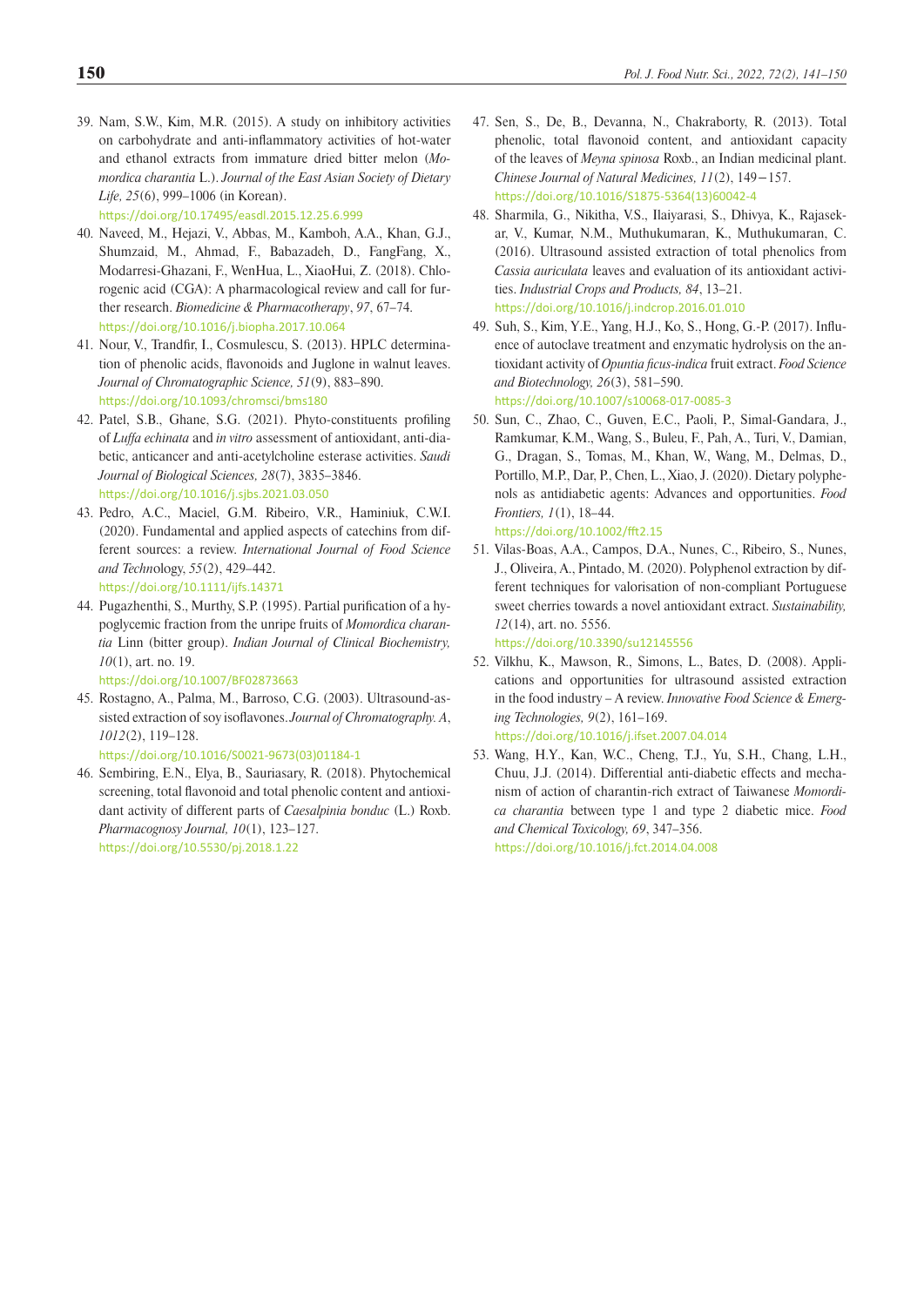39. Nam, S.W., Kim, M.R. (2015). A study on inhibitory activities on carbohydrate and anti-inflammatory activities of hot-water and ethanol extracts from immature dried bitter melon (*Momordica charantia* L.). *Journal of the East Asian Society of Dietary Life, 25*(6), 999–1006 (in Korean).
https://doi.org/10.17495/easdl.2015.12.25.6.999

40. Naveed, M., Hejazi, V., Abbas, M., Kamboh, A.A., Khan, G.J., Shumzaid, M., Ahmad, F., Babazadeh, D., FangFang, X., Modarresi-Ghazani, F., WenHua, L., XiaoHui, Z. (2018). Chlorogenic acid (CGA): A pharmacological review and call for further research. *Biomedicine & Pharmacotherapy*, *97*, 67–74.
https://doi.org/10.1016/j.biopha.2017.10.064

41. Nour, V., Trandfir, I., Cosmulescu, S. (2013). HPLC determination of phenolic acids, flavonoids and Juglone in walnut leaves. *Journal of Chromatographic Science, 51*(9), 883–890.
https://doi.org/10.1093/chromsci/bms180

42. Patel, S.B., Ghane, S.G. (2021). Phyto-constituents profiling of *Luffa echinata* and *in vitro* assessment of antioxidant, anti-diabetic, anticancer and anti-acetylcholine esterase activities. *Saudi Journal of Biological Sciences, 28*(7), 3835–3846.
https://doi.org/10.1016/j.sjbs.2021.03.050

43. Pedro, A.C., Maciel, G.M. Ribeiro, V.R., Haminiuk, C.W.I. (2020). Fundamental and applied aspects of catechins from different sources: a review. *International Journal of Food Science and Techn*ology, *55*(2), 429–442.
https://doi.org/10.1111/ijfs.14371

44. Pugazhenthi, S., Murthy, S.P. (1995). Partial purification of a hypoglycemic fraction from the unripe fruits of *Momordica charantia* Linn (bitter group). *Indian Journal of Clinical Biochemistry, 10*(1), art. no. 19.
https://doi.org/10.1007/BF02873663

45. Rostagno, A., Palma, M., Barroso, C.G. (2003). Ultrasound-assisted extraction of soy isoflavones. *Journal of Chromatography. A*, *1012*(2), 119–128.
https://doi.org/10.1016/S0021-9673(03)01184-1

46. Sembiring, E.N., Elya, B., Sauriasary, R. (2018). Phytochemical screening, total flavonoid and total phenolic content and antioxidant activity of different parts of *Caesalpinia bonduc* (L.) Roxb. *Pharmacognosy Journal, 10*(1), 123–127.
https://doi.org/10.5530/pj.2018.1.22

47. Sen, S., De, B., Devanna, N., Chakraborty, R. (2013). Total phenolic, total flavonoid content, and antioxidant capacity of the leaves of *Meyna spinosa* Roxb., an Indian medicinal plant. *Chinese Journal of Natural Medicines, 11*(2), 149−157.
https://doi.org/10.1016/S1875-5364(13)60042-4

48. Sharmila, G., Nikitha, V.S., Ilaiyarasi, S., Dhivya, K., Rajasekar, V., Kumar, N.M., Muthukumaran, K., Muthukumaran, C. (2016). Ultrasound assisted extraction of total phenolics from *Cassia auriculata* leaves and evaluation of its antioxidant activities. *Industrial Crops and Products, 84*, 13–21.
https://doi.org/10.1016/j.indcrop.2016.01.010

49. Suh, S., Kim, Y.E., Yang, H.J., Ko, S., Hong, G.-P. (2017). Influence of autoclave treatment and enzymatic hydrolysis on the antioxidant activity of *Opuntia ficus-indica* fruit extract. *Food Science and Biotechnology, 26*(3), 581–590.
https://doi.org/10.1007/s10068-017-0085-3

50. Sun, C., Zhao, C., Guven, E.C., Paoli, P., Simal-Gandara, J., Ramkumar, K.M., Wang, S., Buleu, F., Pah, A., Turi, V., Damian, G., Dragan, S., Tomas, M., Khan, W., Wang, M., Delmas, D., Portillo, M.P., Dar, P., Chen, L., Xiao, J. (2020). Dietary polyphenols as antidiabetic agents: Advances and opportunities. *Food Frontiers, 1*(1), 18–44.
https://doi.org/10.1002/fft2.15

51. Vilas-Boas, A.A., Campos, D.A., Nunes, C., Ribeiro, S., Nunes, J., Oliveira, A., Pintado, M. (2020). Polyphenol extraction by different techniques for valorisation of non-compliant Portuguese sweet cherries towards a novel antioxidant extract. *Sustainability, 12*(14), art. no. 5556.
https://doi.org/10.3390/su12145556

52. Vilkhu, K., Mawson, R., Simons, L., Bates, D. (2008). Applications and opportunities for ultrasound assisted extraction in the food industry – A review. *Innovative Food Science & Emerging Technologies, 9*(2), 161–169.
https://doi.org/10.1016/j.ifset.2007.04.014

53. Wang, H.Y., Kan, W.C., Cheng, T.J., Yu, S.H., Chang, L.H., Chuu, J.J. (2014). Differential anti-diabetic effects and mechanism of action of charantin-rich extract of Taiwanese *Momordica charantia* between type 1 and type 2 diabetic mice. *Food and Chemical Toxicology, 69*, 347–356.
https://doi.org/10.1016/j.fct.2014.04.008